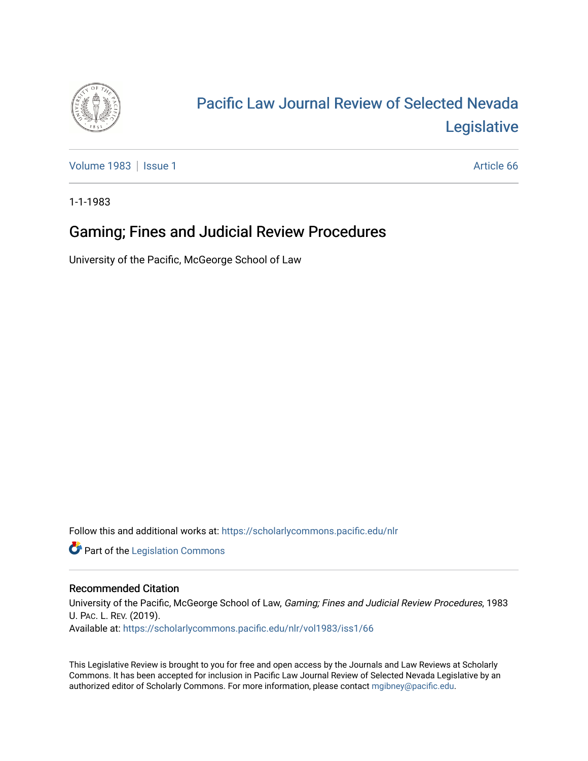# Pacific Law Journal Review of Selected Nevada Legislative

Volume 1983 | Issue 1 | Article 66

1-1-1983

## Gaming; Fines and Judicial Review Procedures

University of the Pacific, McGeorge School of Law

Follow this and additional works at: https://scholarlycommons.pacific.edu/nlr

Part of the Legislation Commons

### Recommended Citation

University of the Pacific, McGeorge School of Law, *Gaming; Fines and Judicial Review Procedures*, 1983 U. Pac. L. Rev. (2019).
Available at: https://scholarlycommons.pacific.edu/nlr/vol1983/iss1/66

This Legislative Review is brought to you for free and open access by the Journals and Law Reviews at Scholarly Commons. It has been accepted for inclusion in Pacific Law Journal Review of Selected Nevada Legislative by an authorized editor of Scholarly Commons. For more information, please contact mgibney@pacific.edu.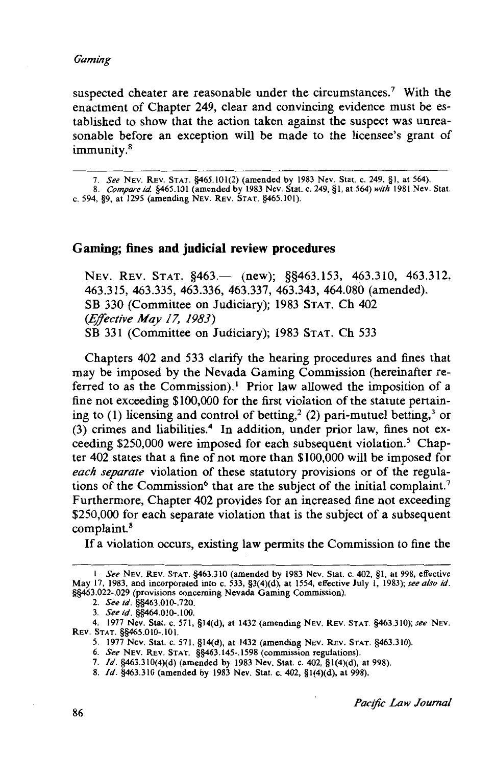suspected cheater are reasonable under the circumstances.[7] With the enactment of Chapter 249, clear and convincing evidence must be established to show that the action taken against the suspect was unreasonable before an exception will be made to the licensee's grant of immunity.[8]

---

7. *See* NEV. REV. STAT. §465.101(2) (amended by 1983 Nev. Stat. c. 249, §1, at 564).
8. *Compare id.* §465.101 (amended by 1983 Nev. Stat. c. 249, §1, at 564) *with* 1981 Nev. Stat. c. 594, §9, at 1295 (amending NEV. REV. STAT. §465.101).

## Gaming; fines and judicial review procedures

NEV. REV. STAT. §463.— (new); §§463.153, 463.310, 463.312, 463.315, 463.335, 463.336, 463.337, 463.343, 464.080 (amended).
SB 330 (Committee on Judiciary); 1983 STAT. Ch 402
*(Effective May 17, 1983)*
SB 331 (Committee on Judiciary); 1983 STAT. Ch 533

Chapters 402 and 533 clarify the hearing procedures and fines that may be imposed by the Nevada Gaming Commission (hereinafter referred to as the Commission).[1] Prior law allowed the imposition of a fine not exceeding $100,000 for the first violation of the statute pertaining to (1) licensing and control of betting,[2] (2) pari-mutuel betting,[3] or (3) crimes and liabilities.[4] In addition, under prior law, fines not exceeding $250,000 were imposed for each subsequent violation.[5] Chapter 402 states that a fine of not more than $100,000 will be imposed for *each separate* violation of these statutory provisions or of the regulations of the Commission[6] that are the subject of the initial complaint.[7] Furthermore, Chapter 402 provides for an increased fine not exceeding $250,000 for each separate violation that is the subject of a subsequent complaint.[8]

If a violation occurs, existing law permits the Commission to fine the

---

1. *See* NEV. REV. STAT. §463.310 (amended by 1983 Nev. Stat. c. 402, §1, at 998, effective May 17, 1983, and incorporated into c. 533, §3(4)(d), at 1554, effective July 1, 1983); *see also id.* §§463.022-.029 (provisions concerning Nevada Gaming Commission).
2. *See id.* §§463.010-.720.
3. *See id.* §§464.010-.100.
4. 1977 Nev. Stat. c. 571, §14(d), at 1432 (amending NEV. REV. STAT. §463.310); *see* NEV. REV. STAT. §§465.010-.101.
5. 1977 Nev. Stat. c. 571, §14(d), at 1432 (amending NEV. REV. STAT. §463.310).
6. *See* NEV. REV. STAT. §§463.145-.1598 (commission regulations).
7. *Id.* §463.310(4)(d) (amended by 1983 Nev. Stat. c. 402, §1(4)(d), at 998).
8. *Id.* §463.310 (amended by 1983 Nev. Stat. c. 402, §1(4)(d), at 998).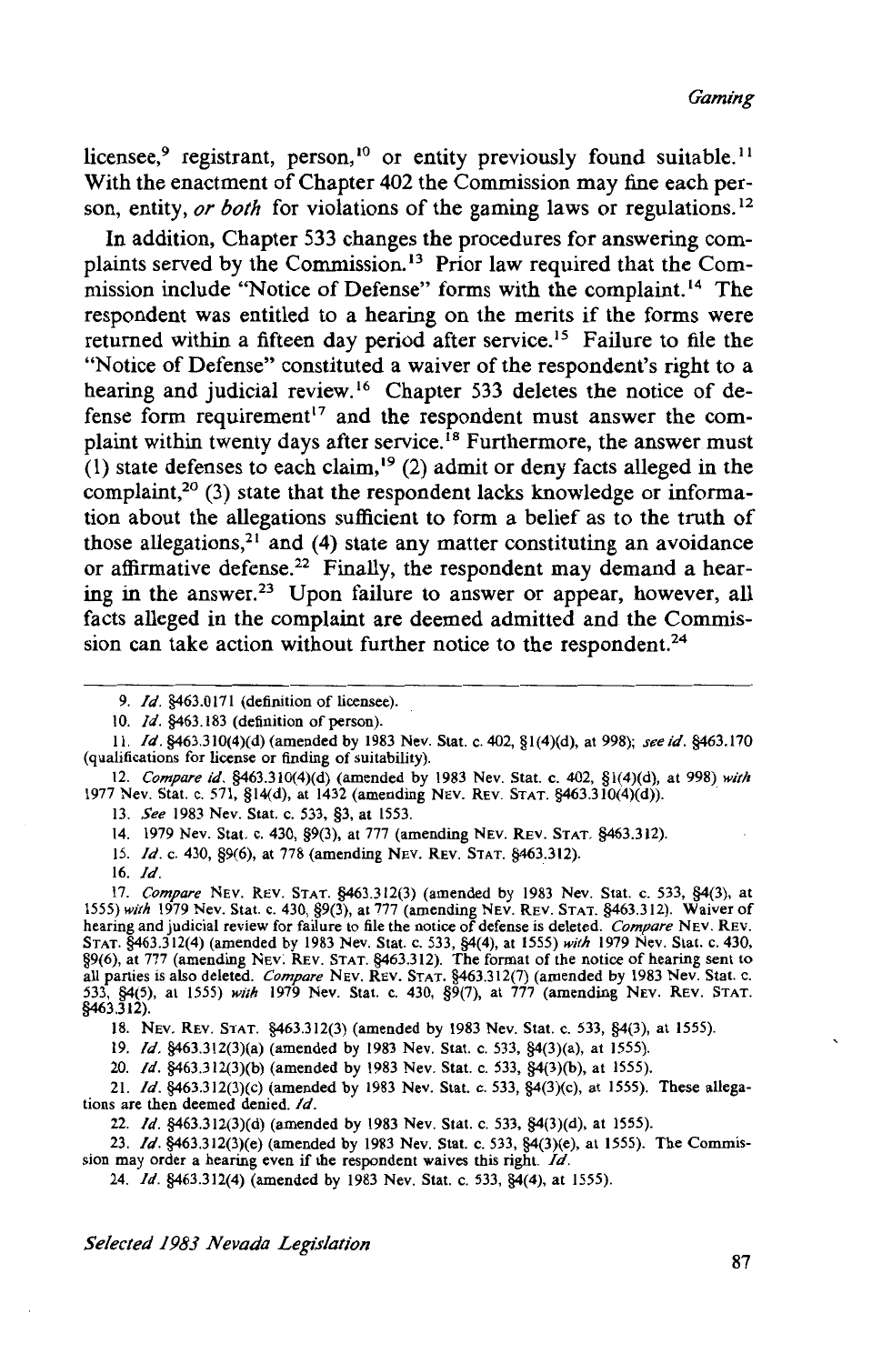licensee,[9] registrant, person,[10] or entity previously found suitable.[11] With the enactment of Chapter 402 the Commission may fine each person, entity, *or both* for violations of the gaming laws or regulations.[12]

In addition, Chapter 533 changes the procedures for answering complaints served by the Commission.[13] Prior law required that the Commission include "Notice of Defense" forms with the complaint.[14] The respondent was entitled to a hearing on the merits if the forms were returned within a fifteen day period after service.[15] Failure to file the "Notice of Defense" constituted a waiver of the respondent's right to a hearing and judicial review.[16] Chapter 533 deletes the notice of defense form requirement[17] and the respondent must answer the complaint within twenty days after service.[18] Furthermore, the answer must (1) state defenses to each claim,[19] (2) admit or deny facts alleged in the complaint,[20] (3) state that the respondent lacks knowledge or information about the allegations sufficient to form a belief as to the truth of those allegations,[21] and (4) state any matter constituting an avoidance or affirmative defense.[22] Finally, the respondent may demand a hearing in the answer.[23] Upon failure to answer or appear, however, all facts alleged in the complaint are deemed admitted and the Commission can take action without further notice to the respondent.[24]

---

9. *Id.* §463.0171 (definition of licensee).

10. *Id.* §463.183 (definition of person).

11. *Id.* §463.310(4)(d) (amended by 1983 Nev. Stat. c. 402, §1(4)(d), at 998); *see id.* §463.170 (qualifications for license or finding of suitability).

12. *Compare id.* §463.310(4)(d) (amended by 1983 Nev. Stat. c. 402, §1(4)(d), at 998) *with* 1977 Nev. Stat. c. 571, §14(d), at 1432 (amending NEV. REV. STAT. §463.310(4)(d)).

13. *See* 1983 Nev. Stat. c. 533, §3, at 1553.

14. 1979 Nev. Stat. c. 430, §9(3), at 777 (amending NEV. REV. STAT. §463.312).

15. *Id.* c. 430, §9(6), at 778 (amending NEV. REV. STAT. §463.312).

16. *Id.*

17. *Compare* NEV. REV. STAT. §463.312(3) (amended by 1983 Nev. Stat. c. 533, §4(3), at 1555) *with* 1979 Nev. Stat. c. 430, §9(3), at 777 (amending NEV. REV. STAT. §463.312). Waiver of hearing and judicial review for failure to file the notice of defense is deleted. *Compare* NEV. REV. STAT. §463.312(4) (amended by 1983 Nev. Stat. c. 533, §4(4), at 1555) *with* 1979 Nev. Stat. c. 430, §9(6), at 777 (amending NEV. REV. STAT. §463.312). The format of the notice of hearing sent to all parties is also deleted. *Compare* NEV. REV. STAT. §463.312(7) (amended by 1983 Nev. Stat. c. 533, §4(5), at 1555) *with* 1979 Nev. Stat. c. 430, §9(7), at 777 (amending NEV. REV. STAT. §463.312).

18. NEV. REV. STAT. §463.312(3) (amended by 1983 Nev. Stat. c. 533, §4(3), at 1555).

19. *Id.* §463.312(3)(a) (amended by 1983 Nev. Stat. c. 533, §4(3)(a), at 1555).

20. *Id.* §463.312(3)(b) (amended by 1983 Nev. Stat. c. 533, §4(3)(b), at 1555).

21. *Id.* §463.312(3)(c) (amended by 1983 Nev. Stat. c. 533, §4(3)(c), at 1555). These allegations are then deemed denied. *Id.*

22. *Id.* §463.312(3)(d) (amended by 1983 Nev. Stat. c. 533, §4(3)(d), at 1555).

23. *Id.* §463.312(3)(e) (amended by 1983 Nev. Stat. c. 533, §4(3)(e), at 1555). The Commission may order a hearing even if the respondent waives this right. *Id.*

24. *Id.* §463.312(4) (amended by 1983 Nev. Stat. c. 533, §4(4), at 1555).